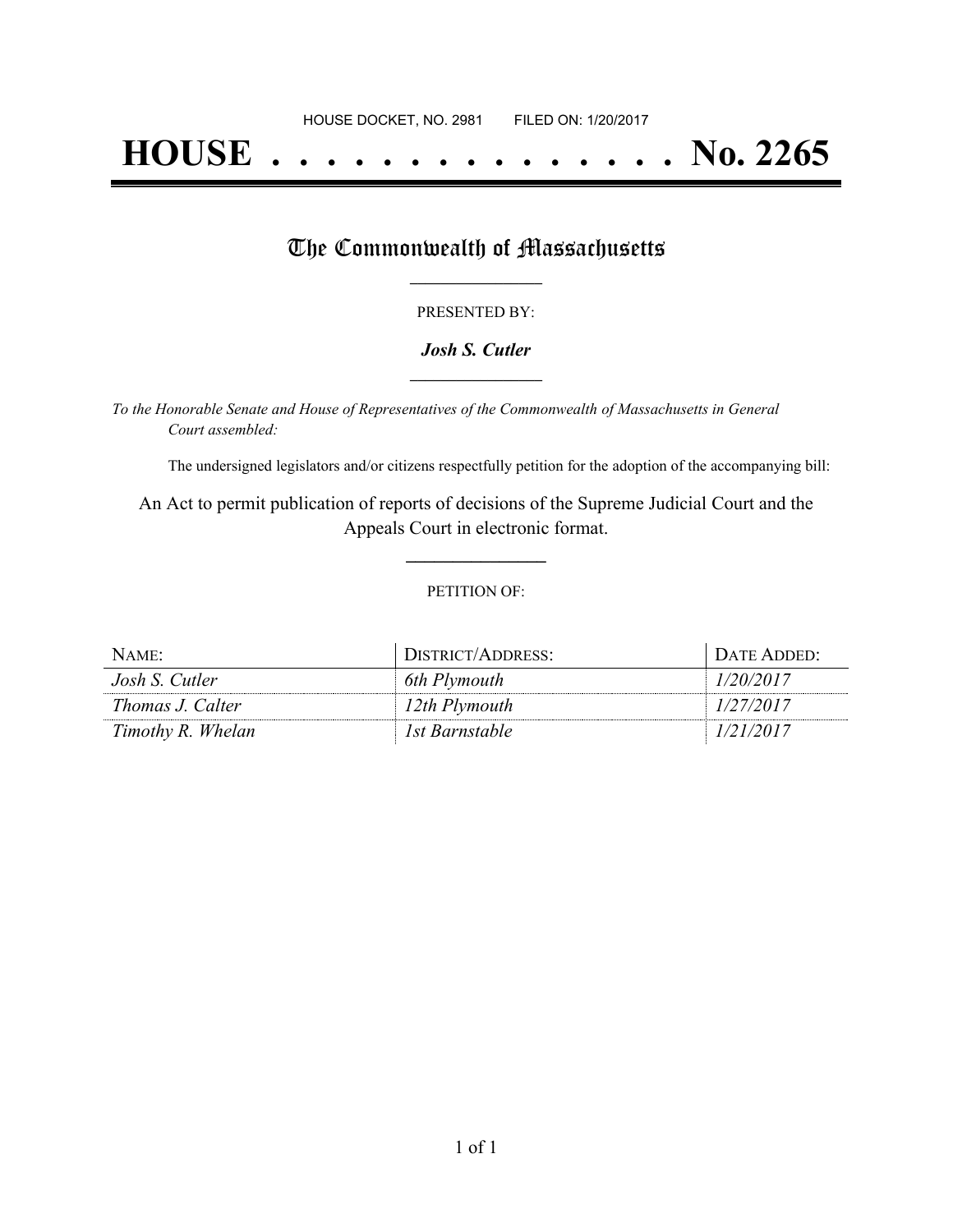HOUSE DOCKET, NO. 2981 FILED ON: 1/20/2017

# HOUSE . . . . . . . . . . . . . . . No. 2265

## The Commonwealth of Massachusetts

PRESENTED BY:

***Josh S. Cutler***

*To the Honorable Senate and House of Representatives of the Commonwealth of Massachusetts in General Court assembled:*

The undersigned legislators and/or citizens respectfully petition for the adoption of the accompanying bill:

An Act to permit publication of reports of decisions of the Supreme Judicial Court and the Appeals Court in electronic format.

PETITION OF:

| NAME: | DISTRICT/ADDRESS: | DATE ADDED: |
| --- | --- | --- |
| *Josh S. Cutler* | *6th Plymouth* | *1/20/2017* |
| *Thomas J. Calter* | *12th Plymouth* | *1/27/2017* |
| *Timothy R. Whelan* | *1st Barnstable* | *1/21/2017* |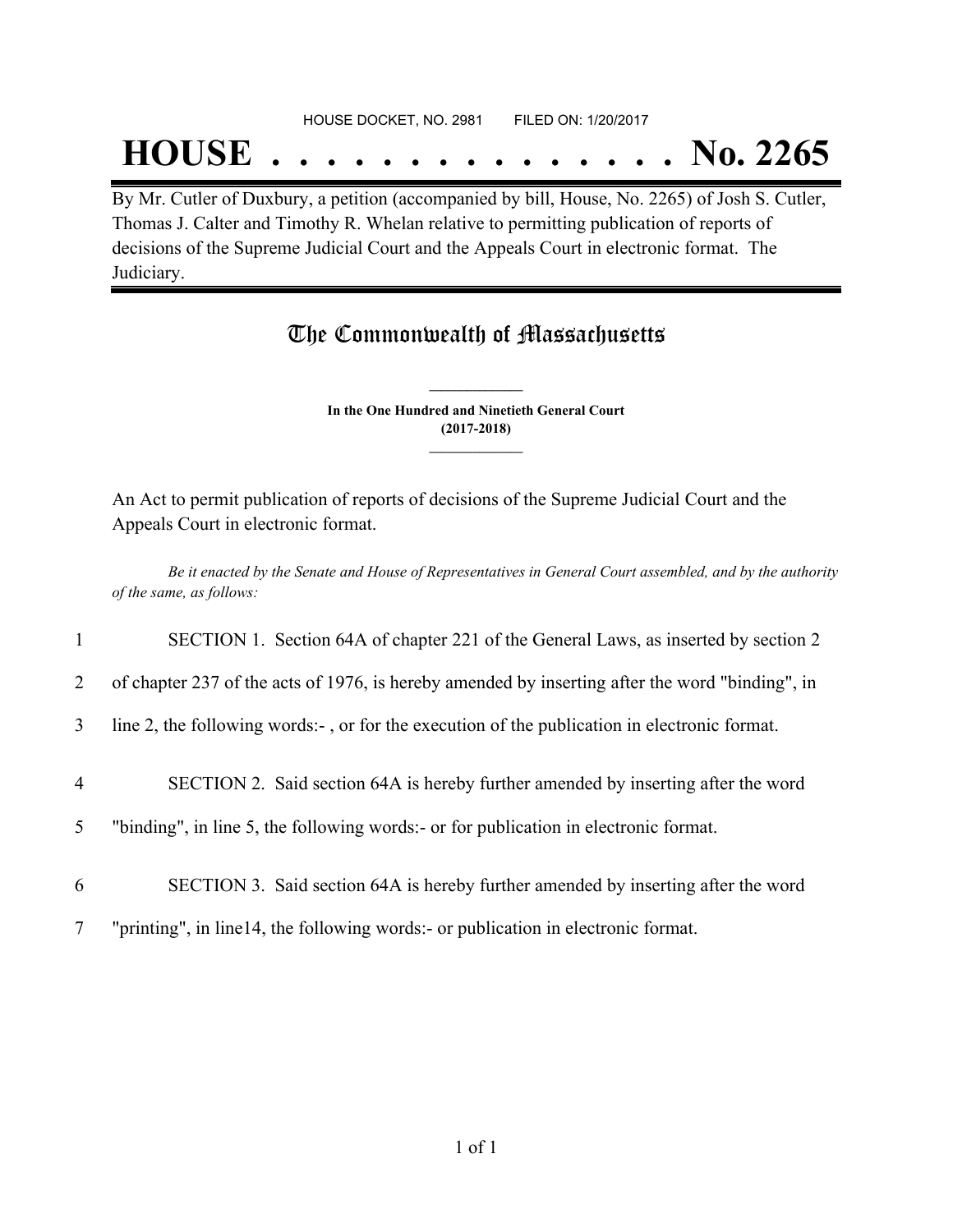HOUSE DOCKET, NO. 2981 FILED ON: 1/20/2017

# HOUSE . . . . . . . . . . . . . . . No. 2265

By Mr. Cutler of Duxbury, a petition (accompanied by bill, House, No. 2265) of Josh S. Cutler, Thomas J. Calter and Timothy R. Whelan relative to permitting publication of reports of decisions of the Supreme Judicial Court and the Appeals Court in electronic format. The Judiciary.

## The Commonwealth of Massachusetts

**In the One Hundred and Ninetieth General Court**
**(2017-2018)**

An Act to permit publication of reports of decisions of the Supreme Judicial Court and the Appeals Court in electronic format.

*Be it enacted by the Senate and House of Representatives in General Court assembled, and by the authority of the same, as follows:*

1 SECTION 1. Section 64A of chapter 221 of the General Laws, as inserted by section 2
2 of chapter 237 of the acts of 1976, is hereby amended by inserting after the word "binding", in
3 line 2, the following words:- , or for the execution of the publication in electronic format.

4 SECTION 2. Said section 64A is hereby further amended by inserting after the word
5 "binding", in line 5, the following words:- or for publication in electronic format.

6 SECTION 3. Said section 64A is hereby further amended by inserting after the word
7 "printing", in line14, the following words:- or publication in electronic format.